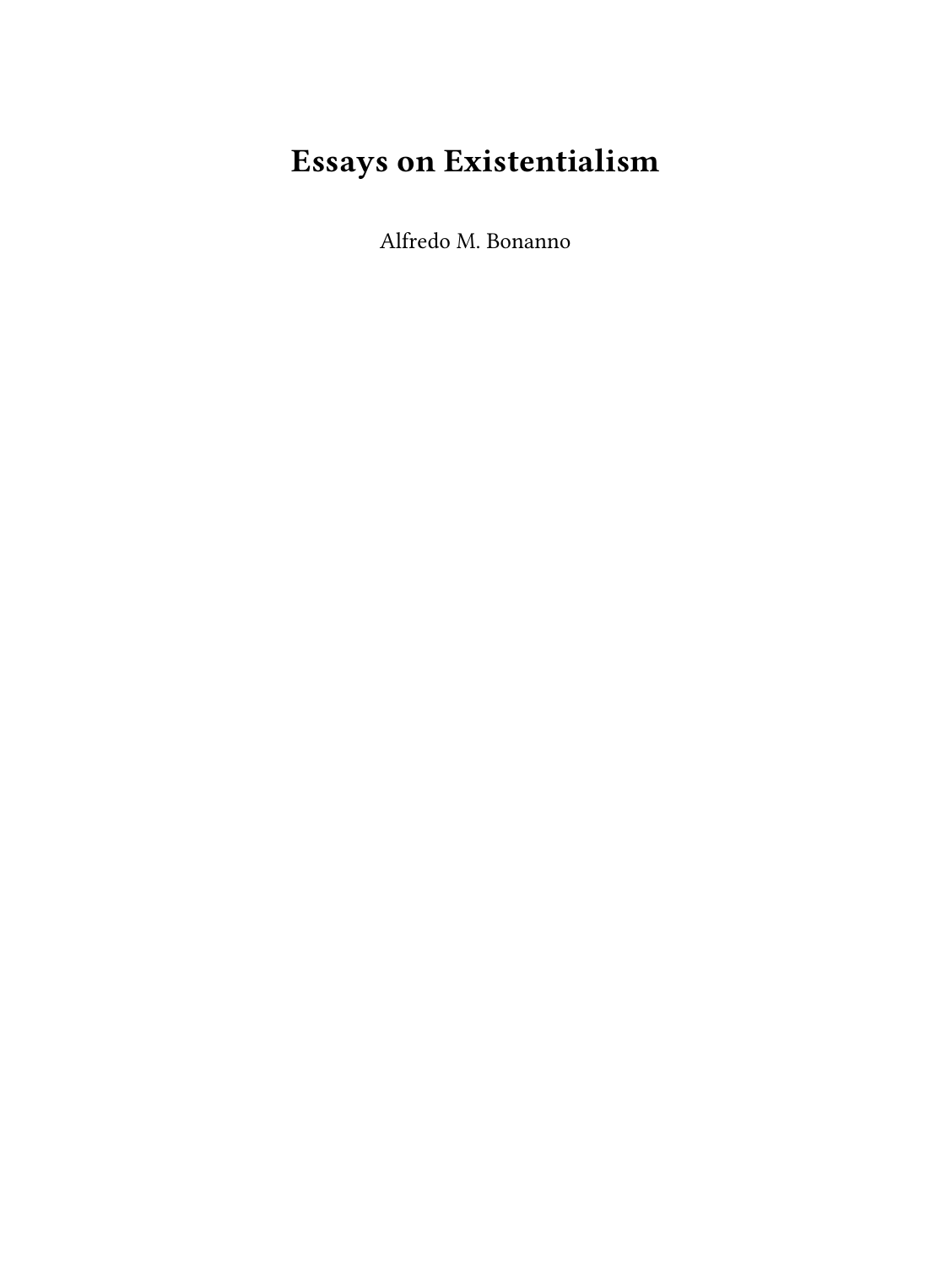# Essays on Existentialism

Alfredo M. Bonanno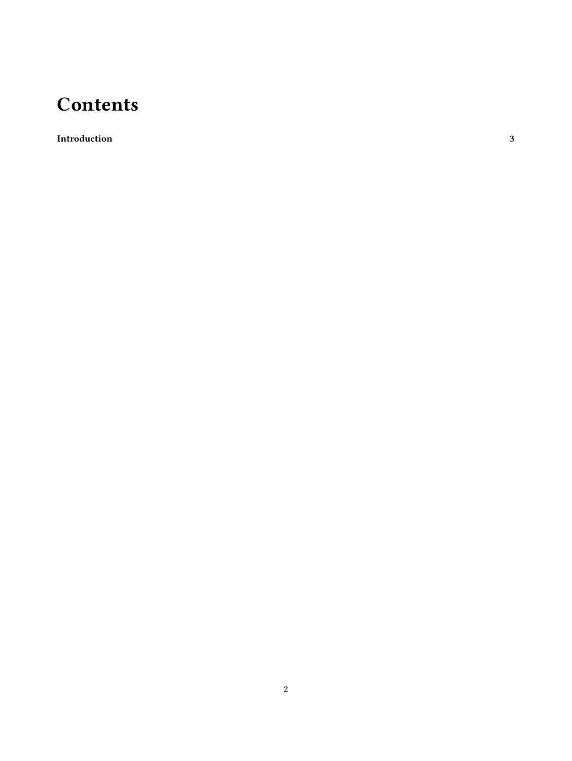# Contents

**Introduction** **3**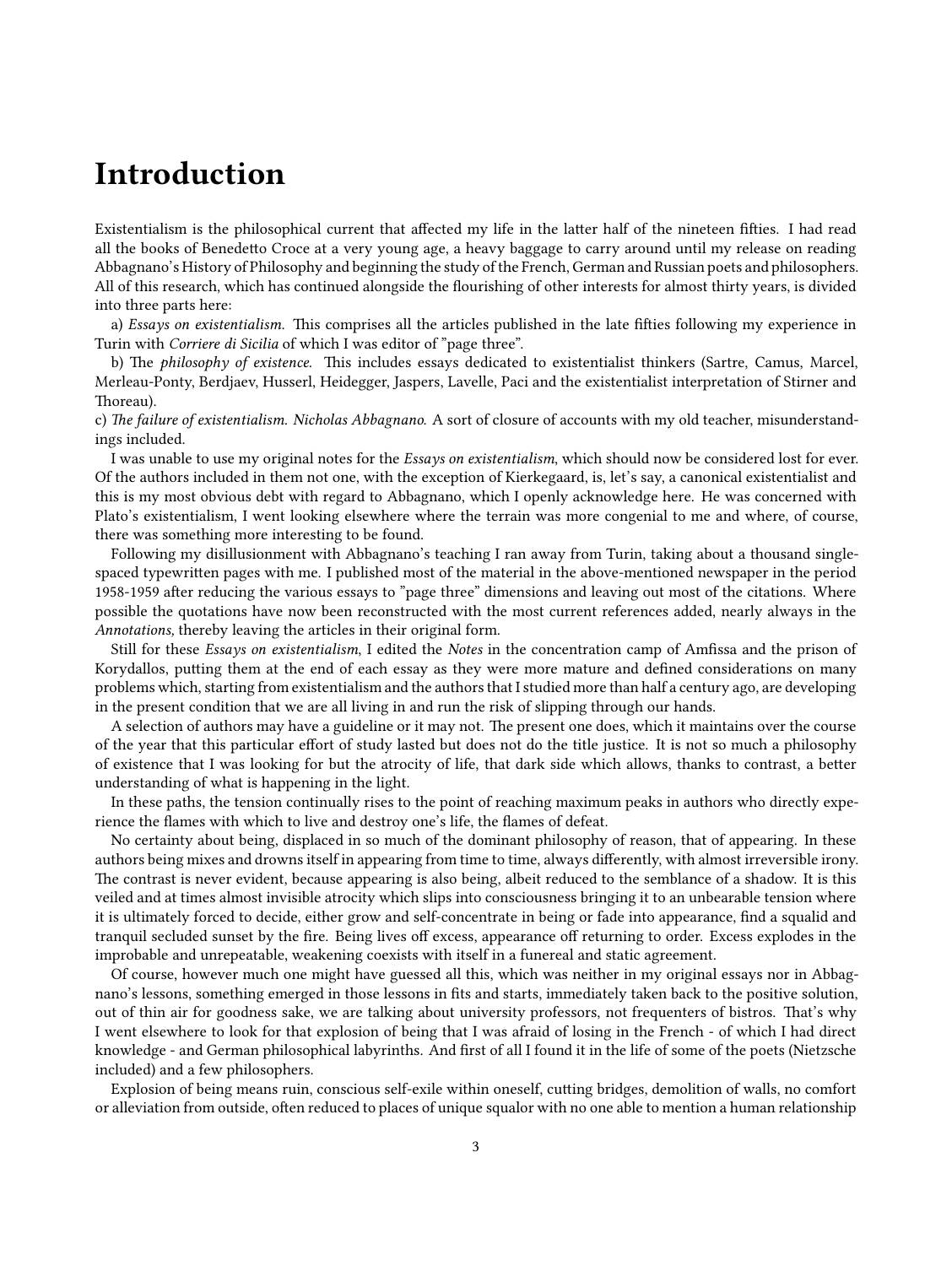# Introduction

Existentialism is the philosophical current that affected my life in the latter half of the nineteen fifties. I had read all the books of Benedetto Croce at a very young age, a heavy baggage to carry around until my release on reading Abbagnano's History of Philosophy and beginning the study of the French, German and Russian poets and philosophers. All of this research, which has continued alongside the flourishing of other interests for almost thirty years, is divided into three parts here:

a) *Essays on existentialism.* This comprises all the articles published in the late fifties following my experience in Turin with *Corriere di Sicilia* of which I was editor of "page three".

b) The *philosophy of existence*. This includes essays dedicated to existentialist thinkers (Sartre, Camus, Marcel, Merleau-Ponty, Berdjaev, Husserl, Heidegger, Jaspers, Lavelle, Paci and the existentialist interpretation of Stirner and Thoreau).

c) *The failure of existentialism. Nicholas Abbagnano.* A sort of closure of accounts with my old teacher, misunderstandings included.

I was unable to use my original notes for the *Essays on existentialism*, which should now be considered lost for ever. Of the authors included in them not one, with the exception of Kierkegaard, is, let's say, a canonical existentialist and this is my most obvious debt with regard to Abbagnano, which I openly acknowledge here. He was concerned with Plato's existentialism, I went looking elsewhere where the terrain was more congenial to me and where, of course, there was something more interesting to be found.

Following my disillusionment with Abbagnano's teaching I ran away from Turin, taking about a thousand single-spaced typewritten pages with me. I published most of the material in the above-mentioned newspaper in the period 1958-1959 after reducing the various essays to "page three" dimensions and leaving out most of the citations. Where possible the quotations have now been reconstructed with the most current references added, nearly always in the *Annotations,* thereby leaving the articles in their original form.

Still for these *Essays on existentialism*, I edited the *Notes* in the concentration camp of Amfissa and the prison of Korydallos, putting them at the end of each essay as they were more mature and defined considerations on many problems which, starting from existentialism and the authors that I studied more than half a century ago, are developing in the present condition that we are all living in and run the risk of slipping through our hands.

A selection of authors may have a guideline or it may not. The present one does, which it maintains over the course of the year that this particular effort of study lasted but does not do the title justice. It is not so much a philosophy of existence that I was looking for but the atrocity of life, that dark side which allows, thanks to contrast, a better understanding of what is happening in the light.

In these paths, the tension continually rises to the point of reaching maximum peaks in authors who directly experience the flames with which to live and destroy one's life, the flames of defeat.

No certainty about being, displaced in so much of the dominant philosophy of reason, that of appearing. In these authors being mixes and drowns itself in appearing from time to time, always differently, with almost irreversible irony. The contrast is never evident, because appearing is also being, albeit reduced to the semblance of a shadow. It is this veiled and at times almost invisible atrocity which slips into consciousness bringing it to an unbearable tension where it is ultimately forced to decide, either grow and self-concentrate in being or fade into appearance, find a squalid and tranquil secluded sunset by the fire. Being lives off excess, appearance off returning to order. Excess explodes in the improbable and unrepeatable, weakening coexists with itself in a funereal and static agreement.

Of course, however much one might have guessed all this, which was neither in my original essays nor in Abbagnano's lessons, something emerged in those lessons in fits and starts, immediately taken back to the positive solution, out of thin air for goodness sake, we are talking about university professors, not frequenters of bistros. That's why I went elsewhere to look for that explosion of being that I was afraid of losing in the French - of which I had direct knowledge - and German philosophical labyrinths. And first of all I found it in the life of some of the poets (Nietzsche included) and a few philosophers.

Explosion of being means ruin, conscious self-exile within oneself, cutting bridges, demolition of walls, no comfort or alleviation from outside, often reduced to places of unique squalor with no one able to mention a human relationship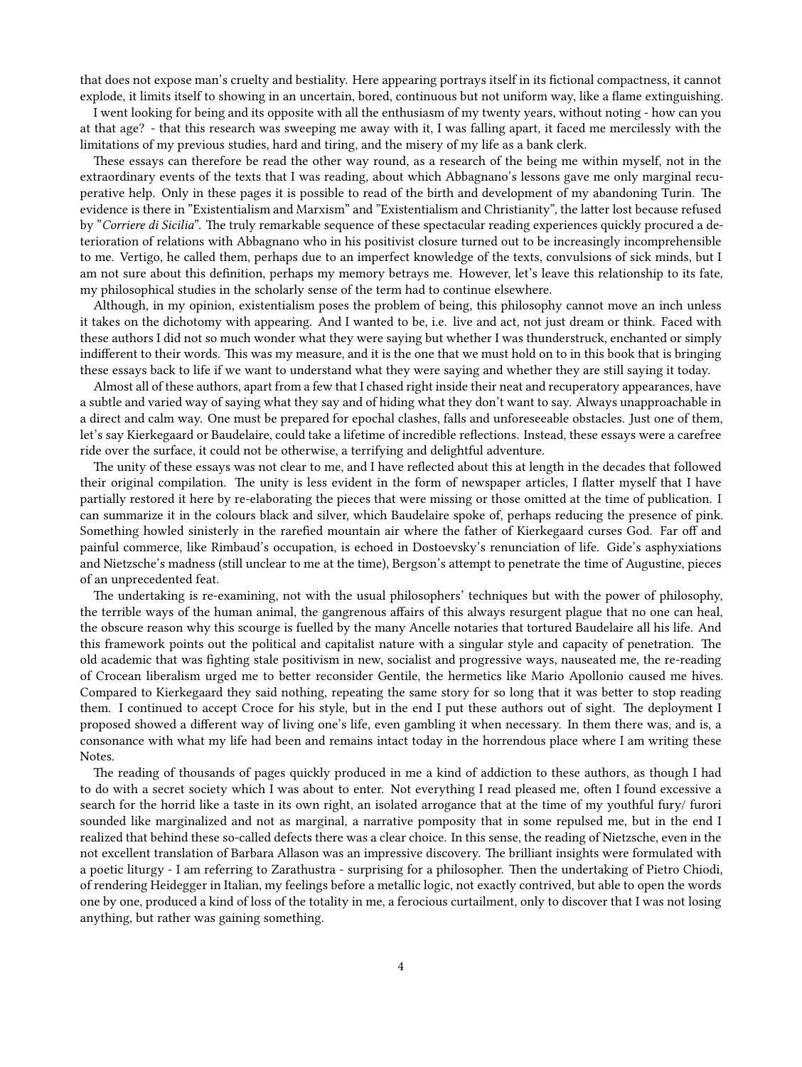that does not expose man's cruelty and bestiality. Here appearing portrays itself in its fictional compactness, it cannot explode, it limits itself to showing in an uncertain, bored, continuous but not uniform way, like a flame extinguishing.

I went looking for being and its opposite with all the enthusiasm of my twenty years, without noting - how can you at that age? - that this research was sweeping me away with it, I was falling apart, it faced me mercilessly with the limitations of my previous studies, hard and tiring, and the misery of my life as a bank clerk.

These essays can therefore be read the other way round, as a research of the being me within myself, not in the extraordinary events of the texts that I was reading, about which Abbagnano's lessons gave me only marginal recuperative help. Only in these pages it is possible to read of the birth and development of my abandoning Turin. The evidence is there in "Existentialism and Marxism" and "Existentialism and Christianity", the latter lost because refused by "*Corriere di Sicilia*". The truly remarkable sequence of these spectacular reading experiences quickly procured a deterioration of relations with Abbagnano who in his positivist closure turned out to be increasingly incomprehensible to me. Vertigo, he called them, perhaps due to an imperfect knowledge of the texts, convulsions of sick minds, but I am not sure about this definition, perhaps my memory betrays me. However, let's leave this relationship to its fate, my philosophical studies in the scholarly sense of the term had to continue elsewhere.

Although, in my opinion, existentialism poses the problem of being, this philosophy cannot move an inch unless it takes on the dichotomy with appearing. And I wanted to be, i.e. live and act, not just dream or think. Faced with these authors I did not so much wonder what they were saying but whether I was thunderstruck, enchanted or simply indifferent to their words. This was my measure, and it is the one that we must hold on to in this book that is bringing these essays back to life if we want to understand what they were saying and whether they are still saying it today.

Almost all of these authors, apart from a few that I chased right inside their neat and recuperatory appearances, have a subtle and varied way of saying what they say and of hiding what they don't want to say. Always unapproachable in a direct and calm way. One must be prepared for epochal clashes, falls and unforeseeable obstacles. Just one of them, let's say Kierkegaard or Baudelaire, could take a lifetime of incredible reflections. Instead, these essays were a carefree ride over the surface, it could not be otherwise, a terrifying and delightful adventure.

The unity of these essays was not clear to me, and I have reflected about this at length in the decades that followed their original compilation. The unity is less evident in the form of newspaper articles, I flatter myself that I have partially restored it here by re-elaborating the pieces that were missing or those omitted at the time of publication. I can summarize it in the colours black and silver, which Baudelaire spoke of, perhaps reducing the presence of pink. Something howled sinisterly in the rarefied mountain air where the father of Kierkegaard curses God. Far off and painful commerce, like Rimbaud's occupation, is echoed in Dostoevsky's renunciation of life. Gide's asphyxiations and Nietzsche's madness (still unclear to me at the time), Bergson's attempt to penetrate the time of Augustine, pieces of an unprecedented feat.

The undertaking is re-examining, not with the usual philosophers' techniques but with the power of philosophy, the terrible ways of the human animal, the gangrenous affairs of this always resurgent plague that no one can heal, the obscure reason why this scourge is fuelled by the many Ancelle notaries that tortured Baudelaire all his life. And this framework points out the political and capitalist nature with a singular style and capacity of penetration. The old academic that was fighting stale positivism in new, socialist and progressive ways, nauseated me, the re-reading of Crocean liberalism urged me to better reconsider Gentile, the hermetics like Mario Apollonio caused me hives. Compared to Kierkegaard they said nothing, repeating the same story for so long that it was better to stop reading them. I continued to accept Croce for his style, but in the end I put these authors out of sight. The deployment I proposed showed a different way of living one's life, even gambling it when necessary. In them there was, and is, a consonance with what my life had been and remains intact today in the horrendous place where I am writing these Notes.

The reading of thousands of pages quickly produced in me a kind of addiction to these authors, as though I had to do with a secret society which I was about to enter. Not everything I read pleased me, often I found excessive a search for the horrid like a taste in its own right, an isolated arrogance that at the time of my youthful fury/ furori sounded like marginalized and not as marginal, a narrative pomposity that in some repulsed me, but in the end I realized that behind these so-called defects there was a clear choice. In this sense, the reading of Nietzsche, even in the not excellent translation of Barbara Allason was an impressive discovery. The brilliant insights were formulated with a poetic liturgy - I am referring to Zarathustra - surprising for a philosopher. Then the undertaking of Pietro Chiodi, of rendering Heidegger in Italian, my feelings before a metallic logic, not exactly contrived, but able to open the words one by one, produced a kind of loss of the totality in me, a ferocious curtailment, only to discover that I was not losing anything, but rather was gaining something.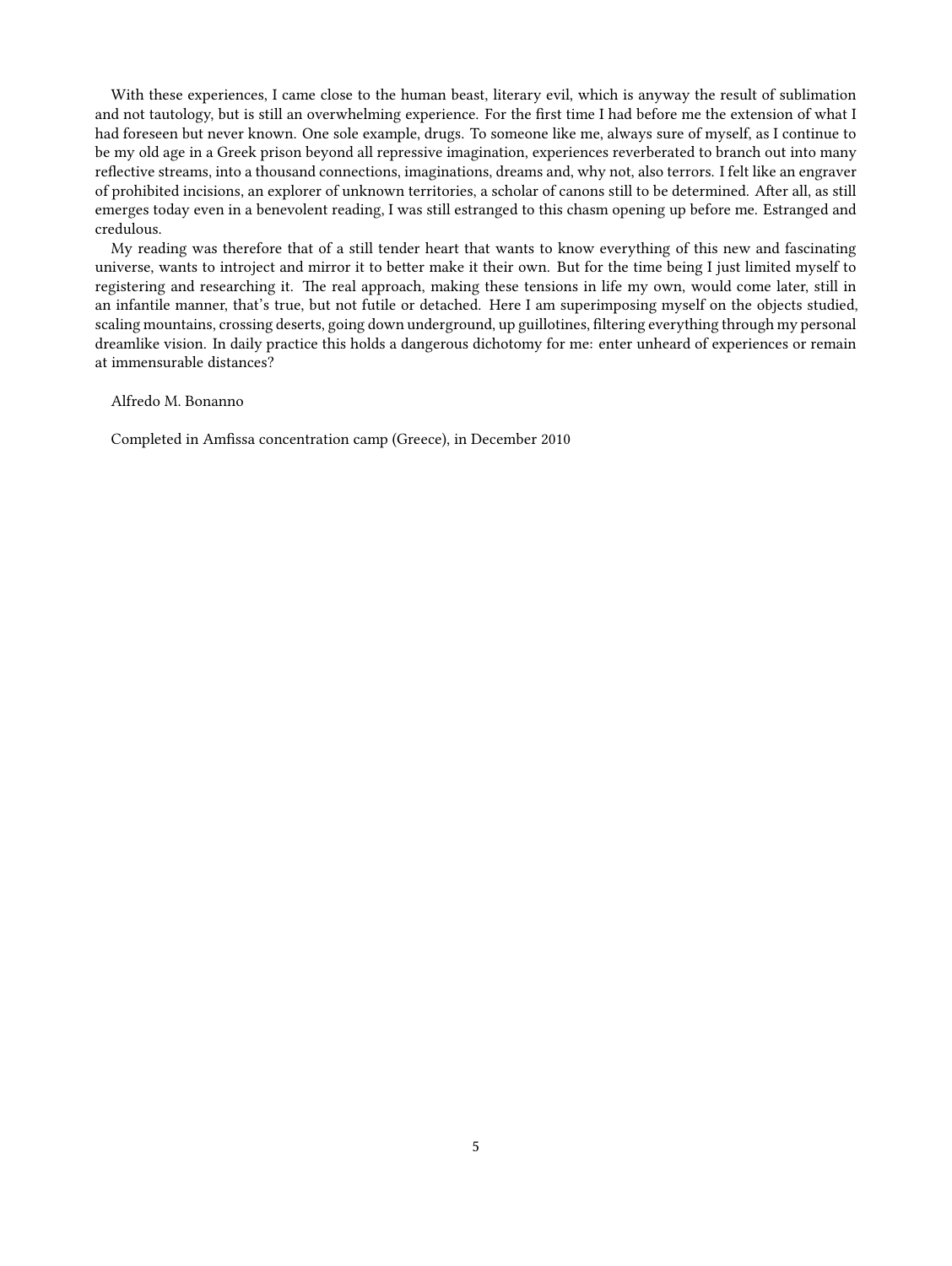With these experiences, I came close to the human beast, literary evil, which is anyway the result of sublimation and not tautology, but is still an overwhelming experience. For the first time I had before me the extension of what I had foreseen but never known. One sole example, drugs. To someone like me, always sure of myself, as I continue to be my old age in a Greek prison beyond all repressive imagination, experiences reverberated to branch out into many reflective streams, into a thousand connections, imaginations, dreams and, why not, also terrors. I felt like an engraver of prohibited incisions, an explorer of unknown territories, a scholar of canons still to be determined. After all, as still emerges today even in a benevolent reading, I was still estranged to this chasm opening up before me. Estranged and credulous.

My reading was therefore that of a still tender heart that wants to know everything of this new and fascinating universe, wants to introject and mirror it to better make it their own. But for the time being I just limited myself to registering and researching it. The real approach, making these tensions in life my own, would come later, still in an infantile manner, that's true, but not futile or detached. Here I am superimposing myself on the objects studied, scaling mountains, crossing deserts, going down underground, up guillotines, filtering everything through my personal dreamlike vision. In daily practice this holds a dangerous dichotomy for me: enter unheard of experiences or remain at immensurable distances?

Alfredo M. Bonanno

Completed in Amfissa concentration camp (Greece), in December 2010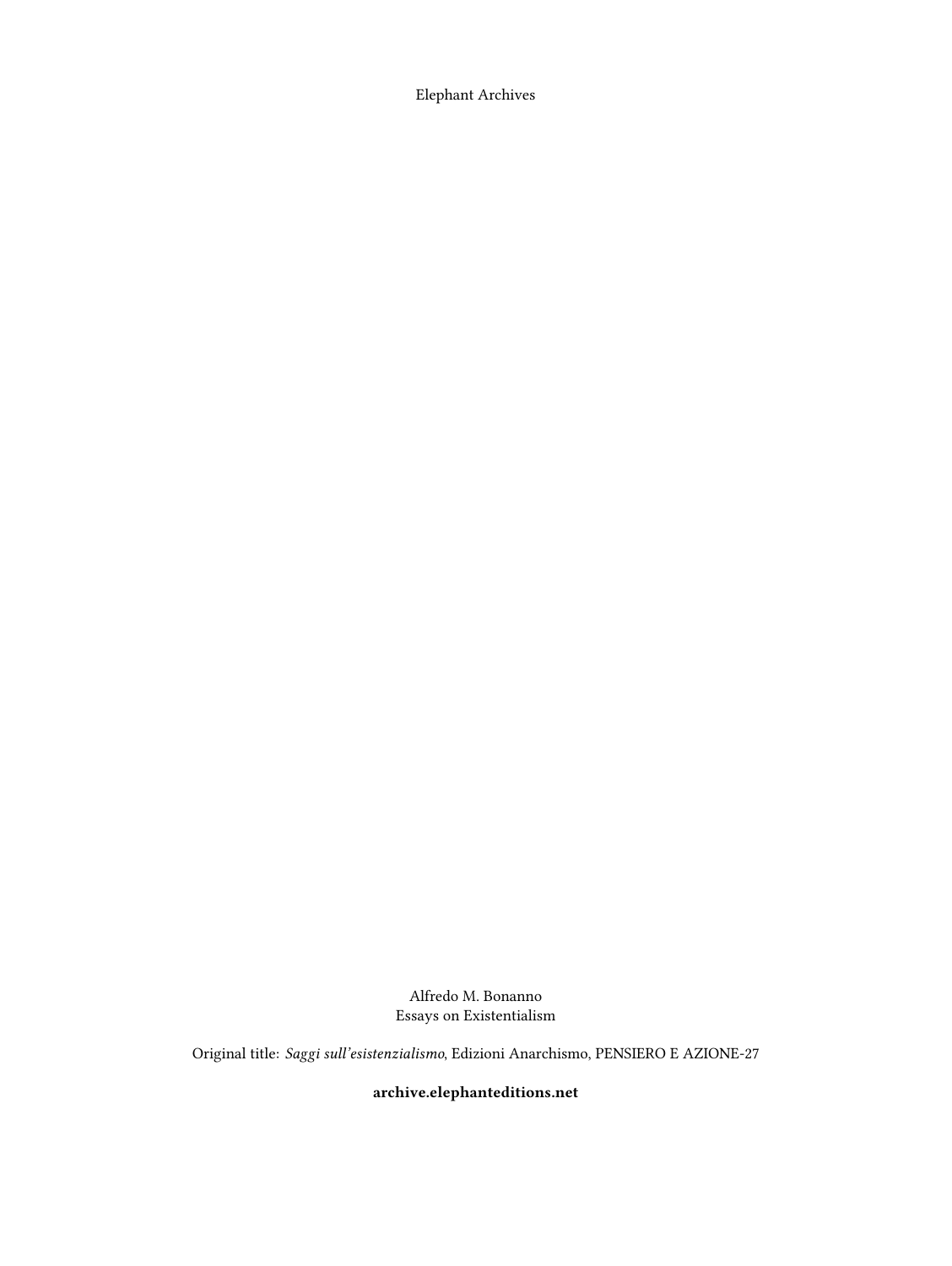Elephant Archives

Alfredo M. Bonanno
Essays on Existentialism

Original title: *Saggi sull'esistenzialismo*, Edizioni Anarchismo, PENSIERO E AZIONE-27

**archive.elephanteditions.net**